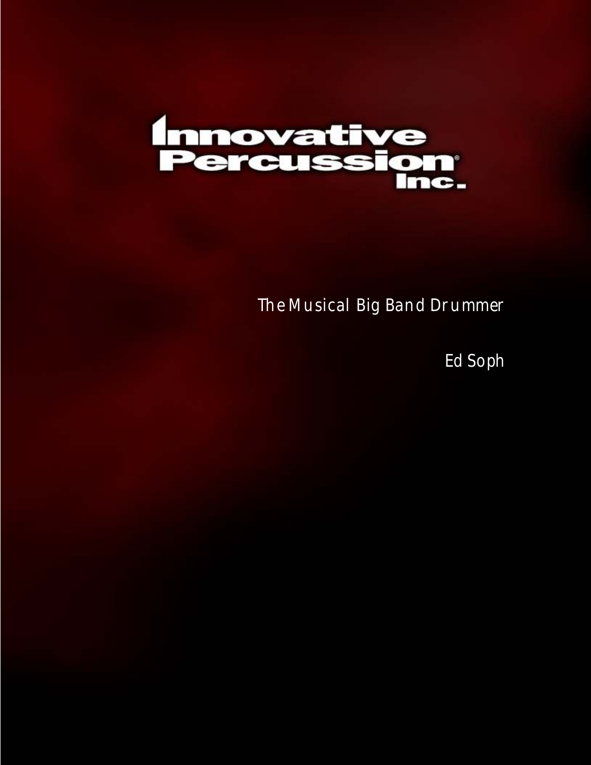Innovative Percussion Inc.

# The Musical Big Band Drummer

Ed Soph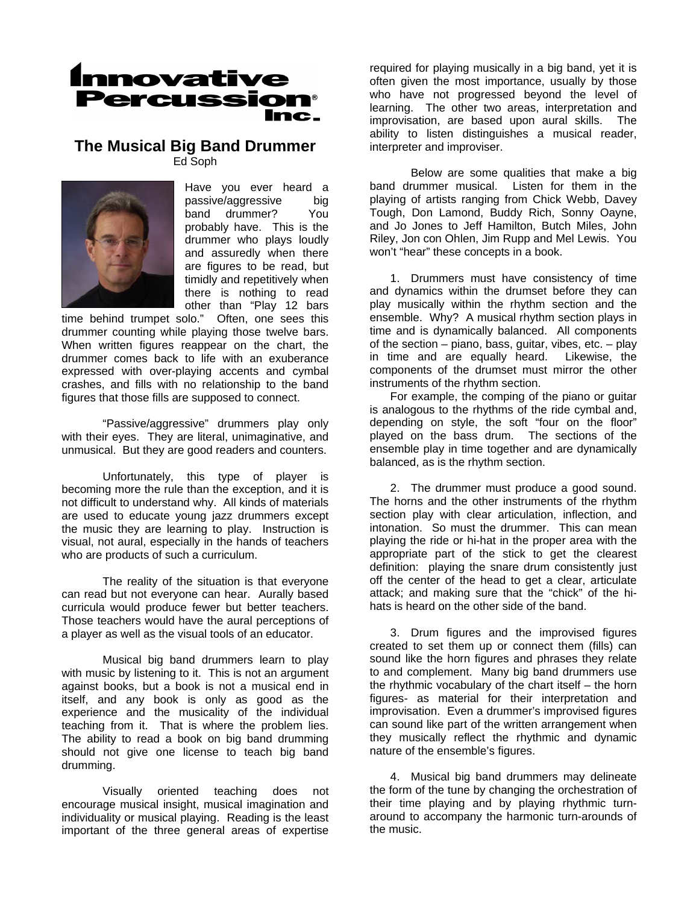# The Musical Big Band Drummer

Ed Soph

Have you ever heard a passive/aggressive big band drummer? You probably have. This is the drummer who plays loudly and assuredly when there are figures to be read, but timidly and repetitively when there is nothing to read other than "Play 12 bars time behind trumpet solo." Often, one sees this drummer counting while playing those twelve bars. When written figures reappear on the chart, the drummer comes back to life with an exuberance expressed with over-playing accents and cymbal crashes, and fills with no relationship to the band figures that those fills are supposed to connect.

"Passive/aggressive" drummers play only with their eyes. They are literal, unimaginative, and unmusical. But they are good readers and counters.

Unfortunately, this type of player is becoming more the rule than the exception, and it is not difficult to understand why. All kinds of materials are used to educate young jazz drummers except the music they are learning to play. Instruction is visual, not aural, especially in the hands of teachers who are products of such a curriculum.

The reality of the situation is that everyone can read but not everyone can hear. Aurally based curricula would produce fewer but better teachers. Those teachers would have the aural perceptions of a player as well as the visual tools of an educator.

Musical big band drummers learn to play with music by listening to it. This is not an argument against books, but a book is not a musical end in itself, and any book is only as good as the experience and the musicality of the individual teaching from it. That is where the problem lies. The ability to read a book on big band drumming should not give one license to teach big band drumming.

Visually oriented teaching does not encourage musical insight, musical imagination and individuality or musical playing. Reading is the least important of the three general areas of expertise required for playing musically in a big band, yet it is often given the most importance, usually by those who have not progressed beyond the level of learning. The other two areas, interpretation and improvisation, are based upon aural skills. The ability to listen distinguishes a musical reader, interpreter and improviser.

Below are some qualities that make a big band drummer musical. Listen for them in the playing of artists ranging from Chick Webb, Davey Tough, Don Lamond, Buddy Rich, Sonny Oayne, and Jo Jones to Jeff Hamilton, Butch Miles, John Riley, Jon con Ohlen, Jim Rupp and Mel Lewis. You won't "hear" these concepts in a book.

1. Drummers must have consistency of time and dynamics within the drumset before they can play musically within the rhythm section and the ensemble. Why? A musical rhythm section plays in time and is dynamically balanced. All components of the section – piano, bass, guitar, vibes, etc. – play in time and are equally heard. Likewise, the components of the drumset must mirror the other instruments of the rhythm section.

   For example, the comping of the piano or guitar is analogous to the rhythms of the ride cymbal and, depending on style, the soft "four on the floor" played on the bass drum. The sections of the ensemble play in time together and are dynamically balanced, as is the rhythm section.

2. The drummer must produce a good sound. The horns and the other instruments of the rhythm section play with clear articulation, inflection, and intonation. So must the drummer. This can mean playing the ride or hi-hat in the proper area with the appropriate part of the stick to get the clearest definition: playing the snare drum consistently just off the center of the head to get a clear, articulate attack; and making sure that the "chick" of the hi-hats is heard on the other side of the band.

3. Drum figures and the improvised figures created to set them up or connect them (fills) can sound like the horn figures and phrases they relate to and complement. Many big band drummers use the rhythmic vocabulary of the chart itself – the horn figures- as material for their interpretation and improvisation. Even a drummer's improvised figures can sound like part of the written arrangement when they musically reflect the rhythmic and dynamic nature of the ensemble's figures.

4. Musical big band drummers may delineate the form of the tune by changing the orchestration of their time playing and by playing rhythmic turn-around to accompany the harmonic turn-arounds of the music.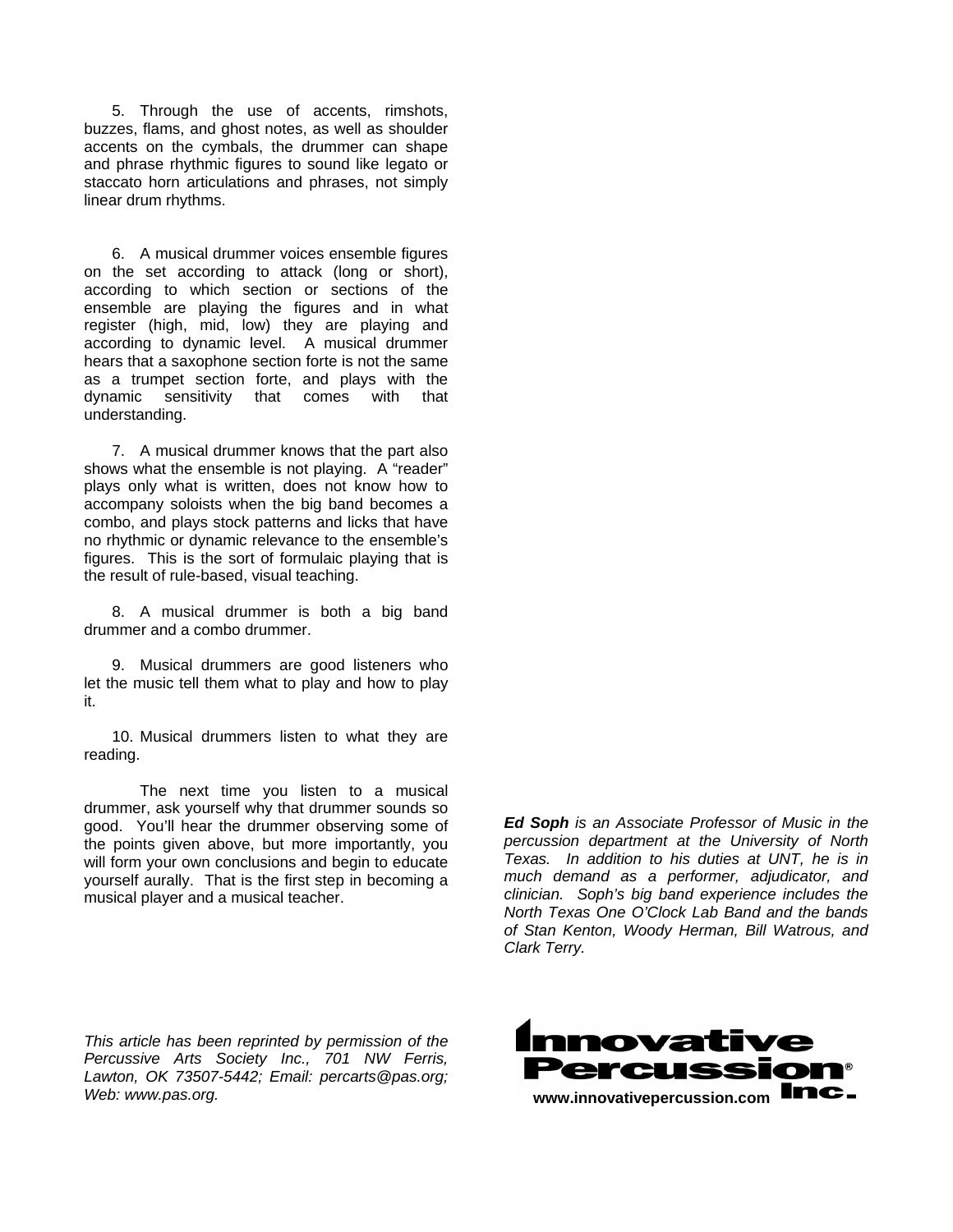5. Through the use of accents, rimshots, buzzes, flams, and ghost notes, as well as shoulder accents on the cymbals, the drummer can shape and phrase rhythmic figures to sound like legato or staccato horn articulations and phrases, not simply linear drum rhythms.

6. A musical drummer voices ensemble figures on the set according to attack (long or short), according to which section or sections of the ensemble are playing the figures and in what register (high, mid, low) they are playing and according to dynamic level. A musical drummer hears that a saxophone section forte is not the same as a trumpet section forte, and plays with the dynamic sensitivity that comes with that understanding.

7. A musical drummer knows that the part also shows what the ensemble is not playing. A "reader" plays only what is written, does not know how to accompany soloists when the big band becomes a combo, and plays stock patterns and licks that have no rhythmic or dynamic relevance to the ensemble's figures. This is the sort of formulaic playing that is the result of rule-based, visual teaching.

8. A musical drummer is both a big band drummer and a combo drummer.

9. Musical drummers are good listeners who let the music tell them what to play and how to play it.

10. Musical drummers listen to what they are reading.

The next time you listen to a musical drummer, ask yourself why that drummer sounds so good. You'll hear the drummer observing some of the points given above, but more importantly, you will form your own conclusions and begin to educate yourself aurally. That is the first step in becoming a musical player and a musical teacher.

***Ed Soph*** *is an Associate Professor of Music in the percussion department at the University of North Texas. In addition to his duties at UNT, he is in much demand as a performer, adjudicator, and clinician. Soph's big band experience includes the North Texas One O'Clock Lab Band and the bands of Stan Kenton, Woody Herman, Bill Watrous, and Clark Terry.*

*This article has been reprinted by permission of the Percussive Arts Society Inc., 701 NW Ferris, Lawton, OK 73507-5442; Email: percarts@pas.org; Web: www.pas.org.*

Innovative Percussion® Inc.

www.innovativepercussion.com